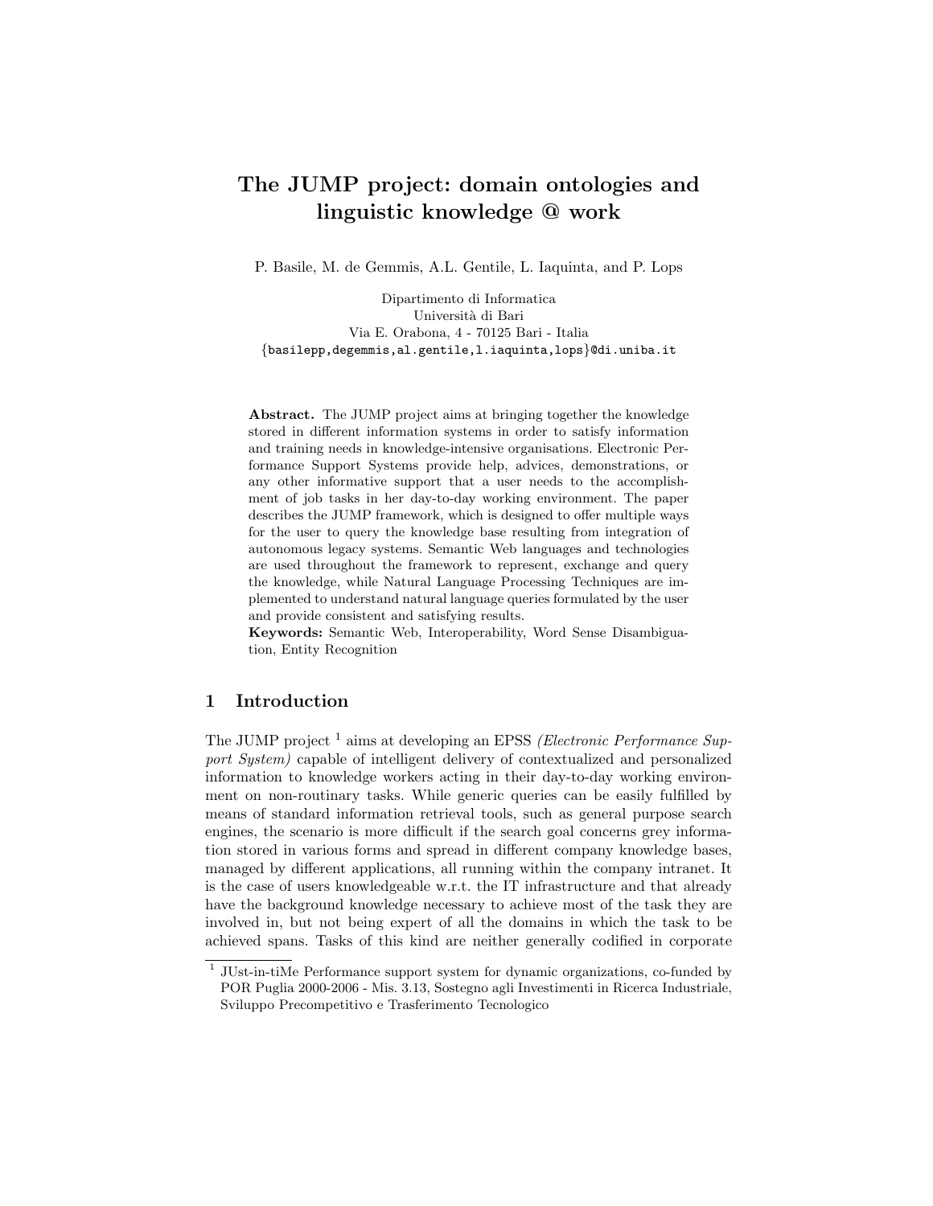# The JUMP project: domain ontologies and linguistic knowledge @ work

P. Basile, M. de Gemmis, A.L. Gentile, L. Iaquinta, and P. Lops

Dipartimento di Informatica
Università di Bari
Via E. Orabona, 4 - 70125 Bari - Italia
{basilepp,degemmis,al.gentile,l.iaquinta,lops}@di.uniba.it

**Abstract.** The JUMP project aims at bringing together the knowledge stored in different information systems in order to satisfy information and training needs in knowledge-intensive organisations. Electronic Performance Support Systems provide help, advices, demonstrations, or any other informative support that a user needs to the accomplishment of job tasks in her day-to-day working environment. The paper describes the JUMP framework, which is designed to offer multiple ways for the user to query the knowledge base resulting from integration of autonomous legacy systems. Semantic Web languages and technologies are used throughout the framework to represent, exchange and query the knowledge, while Natural Language Processing Techniques are implemented to understand natural language queries formulated by the user and provide consistent and satisfying results.
**Keywords:** Semantic Web, Interoperability, Word Sense Disambiguation, Entity Recognition

## 1 Introduction

The JUMP project [1] aims at developing an EPSS *(Electronic Performance Support System)* capable of intelligent delivery of contextualized and personalized information to knowledge workers acting in their day-to-day working environment on non-routinary tasks. While generic queries can be easily fulfilled by means of standard information retrieval tools, such as general purpose search engines, the scenario is more difficult if the search goal concerns grey information stored in various forms and spread in different company knowledge bases, managed by different applications, all running within the company intranet. It is the case of users knowledgeable w.r.t. the IT infrastructure and that already have the background knowledge necessary to achieve most of the task they are involved in, but not being expert of all the domains in which the task to be achieved spans. Tasks of this kind are neither generally codified in corporate

[1] JUst-in-tiMe Performance support system for dynamic organizations, co-funded by POR Puglia 2000-2006 - Mis. 3.13, Sostegno agli Investimenti in Ricerca Industriale, Sviluppo Precompetitivo e Trasferimento Tecnologico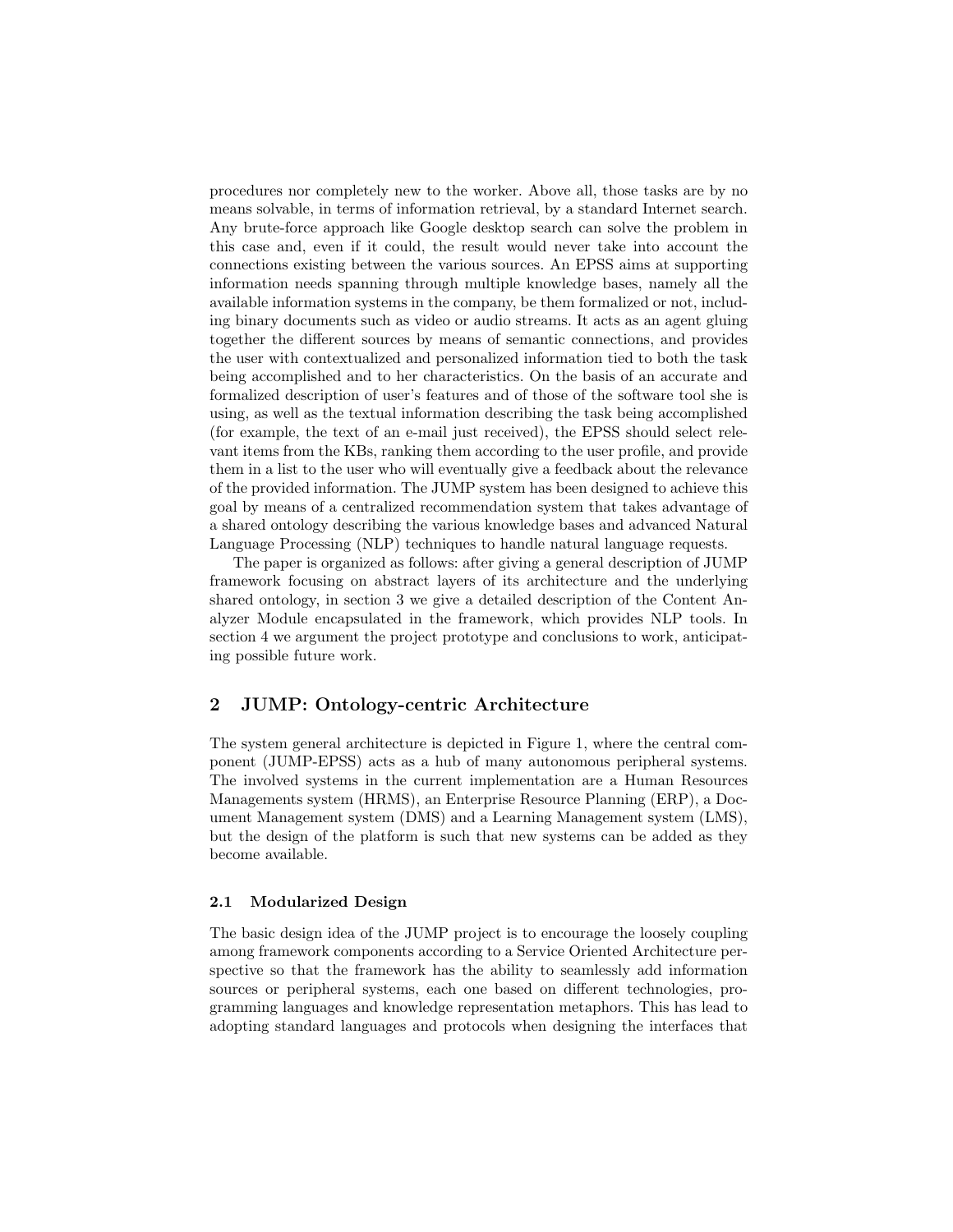procedures nor completely new to the worker. Above all, those tasks are by no means solvable, in terms of information retrieval, by a standard Internet search. Any brute-force approach like Google desktop search can solve the problem in this case and, even if it could, the result would never take into account the connections existing between the various sources. An EPSS aims at supporting information needs spanning through multiple knowledge bases, namely all the available information systems in the company, be them formalized or not, including binary documents such as video or audio streams. It acts as an agent gluing together the different sources by means of semantic connections, and provides the user with contextualized and personalized information tied to both the task being accomplished and to her characteristics. On the basis of an accurate and formalized description of user's features and of those of the software tool she is using, as well as the textual information describing the task being accomplished (for example, the text of an e-mail just received), the EPSS should select relevant items from the KBs, ranking them according to the user profile, and provide them in a list to the user who will eventually give a feedback about the relevance of the provided information. The JUMP system has been designed to achieve this goal by means of a centralized recommendation system that takes advantage of a shared ontology describing the various knowledge bases and advanced Natural Language Processing (NLP) techniques to handle natural language requests.

The paper is organized as follows: after giving a general description of JUMP framework focusing on abstract layers of its architecture and the underlying shared ontology, in section 3 we give a detailed description of the Content Analyzer Module encapsulated in the framework, which provides NLP tools. In section 4 we argument the project prototype and conclusions to work, anticipating possible future work.

## 2 JUMP: Ontology-centric Architecture

The system general architecture is depicted in Figure 1, where the central component (JUMP-EPSS) acts as a hub of many autonomous peripheral systems. The involved systems in the current implementation are a Human Resources Managements system (HRMS), an Enterprise Resource Planning (ERP), a Document Management system (DMS) and a Learning Management system (LMS), but the design of the platform is such that new systems can be added as they become available.

### 2.1 Modularized Design

The basic design idea of the JUMP project is to encourage the loosely coupling among framework components according to a Service Oriented Architecture perspective so that the framework has the ability to seamlessly add information sources or peripheral systems, each one based on different technologies, programming languages and knowledge representation metaphors. This has lead to adopting standard languages and protocols when designing the interfaces that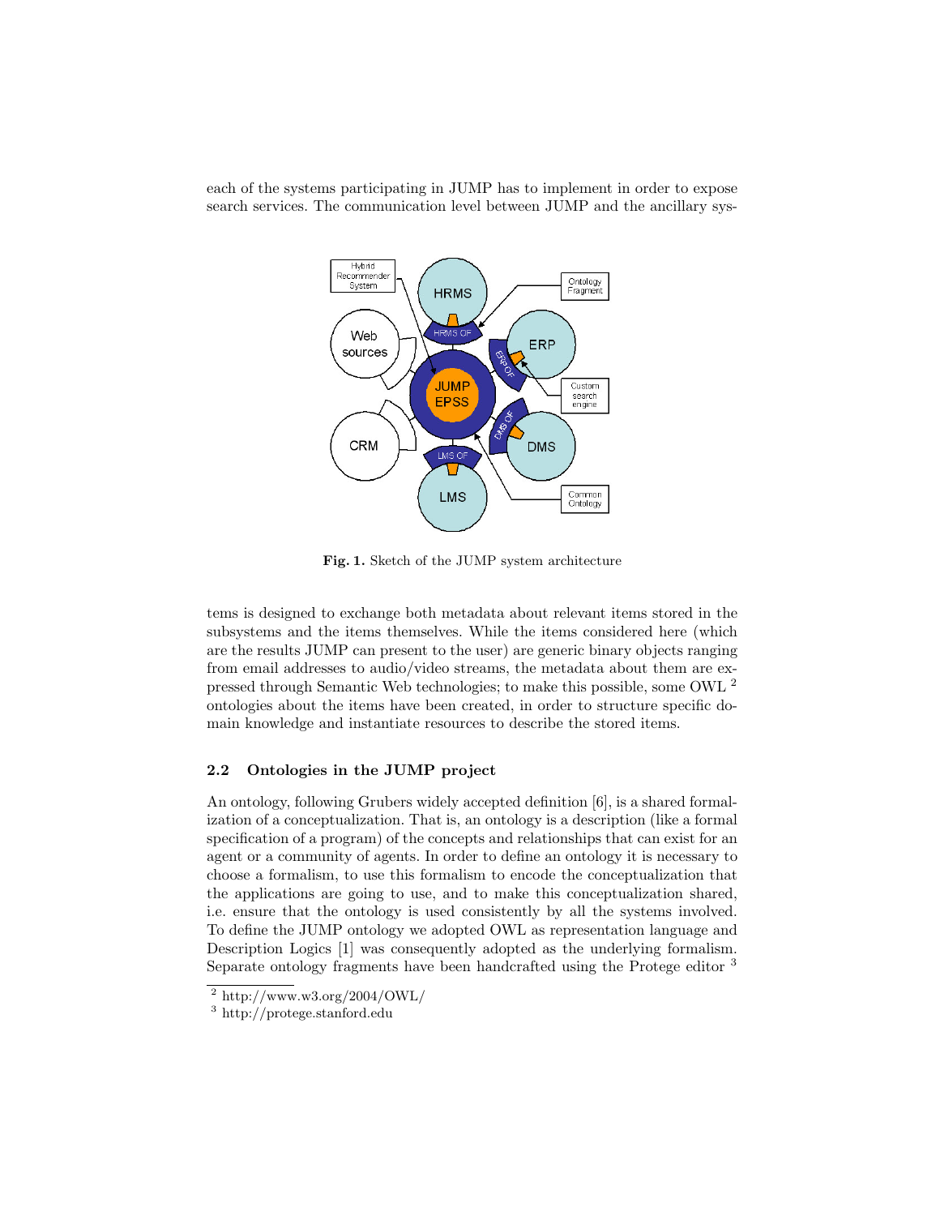each of the systems participating in JUMP has to implement in order to expose search services. The communication level between JUMP and the ancillary sys-

**Fig. 1.** Sketch of the JUMP system architecture

tems is designed to exchange both metadata about relevant items stored in the subsystems and the items themselves. While the items considered here (which are the results JUMP can present to the user) are generic binary objects ranging from email addresses to audio/video streams, the metadata about them are expressed through Semantic Web technologies; to make this possible, some OWL [2] ontologies about the items have been created, in order to structure specific domain knowledge and instantiate resources to describe the stored items.

### 2.2 Ontologies in the JUMP project

An ontology, following Grubers widely accepted definition [6], is a shared formalization of a conceptualization. That is, an ontology is a description (like a formal specification of a program) of the concepts and relationships that can exist for an agent or a community of agents. In order to define an ontology it is necessary to choose a formalism, to use this formalism to encode the conceptualization that the applications are going to use, and to make this conceptualization shared, i.e. ensure that the ontology is used consistently by all the systems involved. To define the JUMP ontology we adopted OWL as representation language and Description Logics [1] was consequently adopted as the underlying formalism. Separate ontology fragments have been handcrafted using the Protege editor [3]

[2] http://www.w3.org/2004/OWL/

[3] http://protege.stanford.edu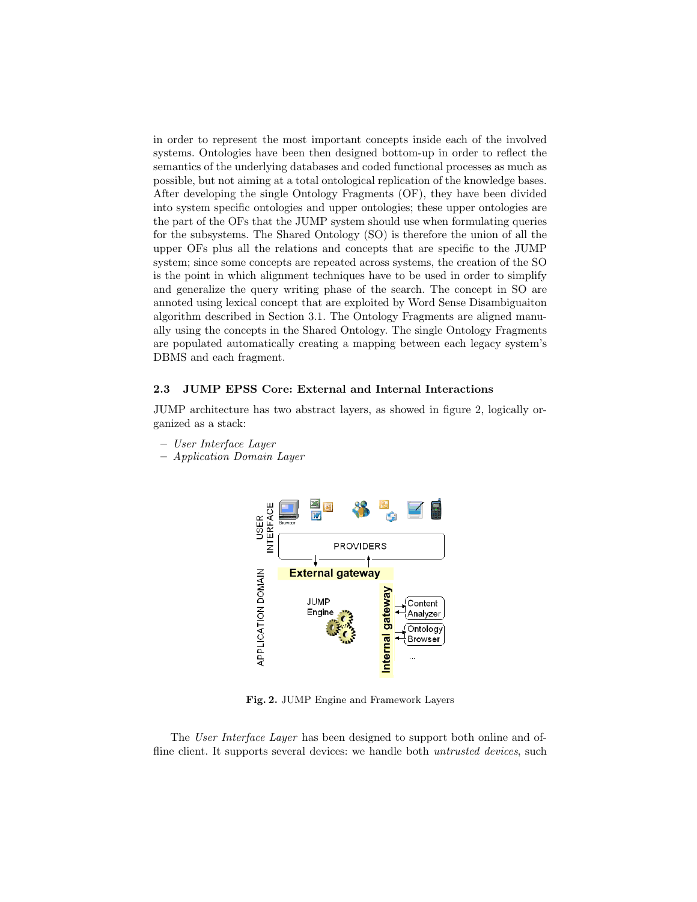in order to represent the most important concepts inside each of the involved systems. Ontologies have been then designed bottom-up in order to reflect the semantics of the underlying databases and coded functional processes as much as possible, but not aiming at a total ontological replication of the knowledge bases. After developing the single Ontology Fragments (OF), they have been divided into system specific ontologies and upper ontologies; these upper ontologies are the part of the OFs that the JUMP system should use when formulating queries for the subsystems. The Shared Ontology (SO) is therefore the union of all the upper OFs plus all the relations and concepts that are specific to the JUMP system; since some concepts are repeated across systems, the creation of the SO is the point in which alignment techniques have to be used in order to simplify and generalize the query writing phase of the search. The concept in SO are annoted using lexical concept that are exploited by Word Sense Disambiguaiton algorithm described in Section 3.1. The Ontology Fragments are aligned manually using the concepts in the Shared Ontology. The single Ontology Fragments are populated automatically creating a mapping between each legacy system's DBMS and each fragment.

### 2.3 JUMP EPSS Core: External and Internal Interactions

JUMP architecture has two abstract layers, as showed in figure 2, logically organized as a stack:

- *User Interface Layer*
- *Application Domain Layer*

**Fig. 2.** JUMP Engine and Framework Layers

The *User Interface Layer* has been designed to support both online and offline client. It supports several devices: we handle both *untrusted devices*, such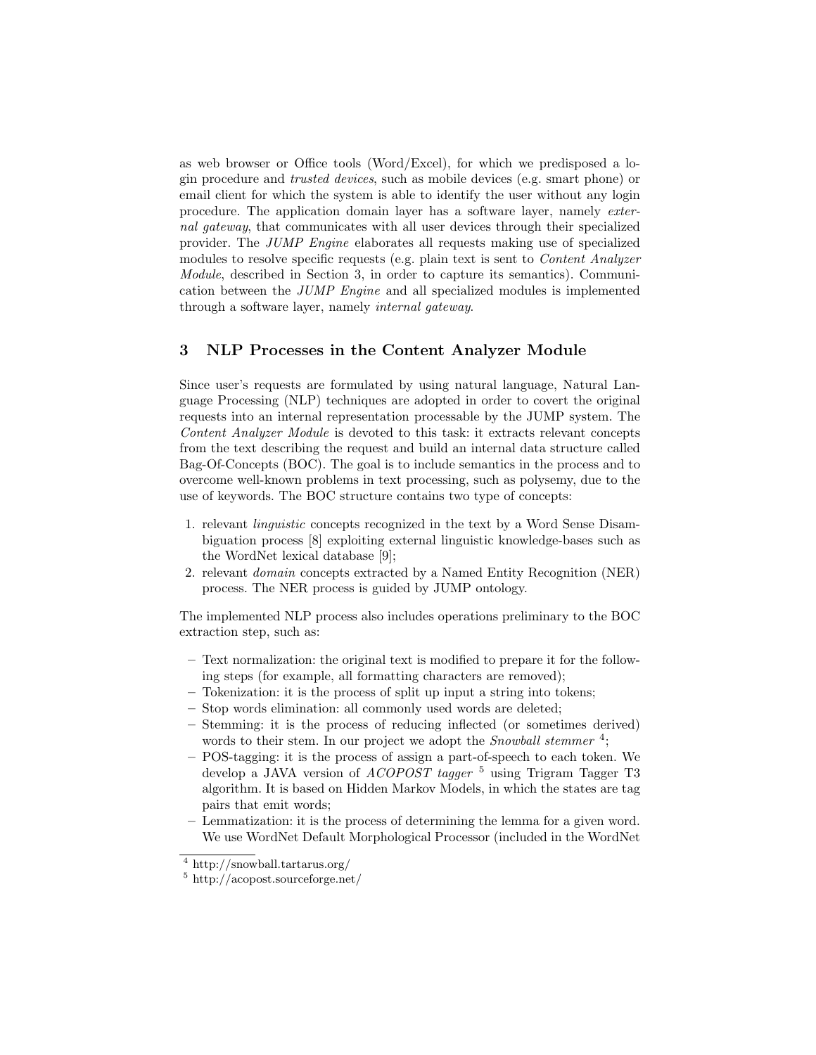as web browser or Office tools (Word/Excel), for which we predisposed a login procedure and *trusted devices*, such as mobile devices (e.g. smart phone) or email client for which the system is able to identify the user without any login procedure. The application domain layer has a software layer, namely *external gateway*, that communicates with all user devices through their specialized provider. The *JUMP Engine* elaborates all requests making use of specialized modules to resolve specific requests (e.g. plain text is sent to *Content Analyzer Module*, described in Section 3, in order to capture its semantics). Communication between the *JUMP Engine* and all specialized modules is implemented through a software layer, namely *internal gateway*.

## 3 NLP Processes in the Content Analyzer Module

Since user's requests are formulated by using natural language, Natural Language Processing (NLP) techniques are adopted in order to covert the original requests into an internal representation processable by the JUMP system. The *Content Analyzer Module* is devoted to this task: it extracts relevant concepts from the text describing the request and build an internal data structure called Bag-Of-Concepts (BOC). The goal is to include semantics in the process and to overcome well-known problems in text processing, such as polysemy, due to the use of keywords. The BOC structure contains two type of concepts:

1. relevant *linguistic* concepts recognized in the text by a Word Sense Disambiguation process [8] exploiting external linguistic knowledge-bases such as the WordNet lexical database [9];
2. relevant *domain* concepts extracted by a Named Entity Recognition (NER) process. The NER process is guided by JUMP ontology.

The implemented NLP process also includes operations preliminary to the BOC extraction step, such as:

- Text normalization: the original text is modified to prepare it for the following steps (for example, all formatting characters are removed);
- Tokenization: it is the process of split up input a string into tokens;
- Stop words elimination: all commonly used words are deleted;
- Stemming: it is the process of reducing inflected (or sometimes derived) words to their stem. In our project we adopt the *Snowball stemmer* [4];
- POS-tagging: it is the process of assign a part-of-speech to each token. We develop a JAVA version of *ACOPOST tagger* [5] using Trigram Tagger T3 algorithm. It is based on Hidden Markov Models, in which the states are tag pairs that emit words;
- Lemmatization: it is the process of determining the lemma for a given word. We use WordNet Default Morphological Processor (included in the WordNet

[4] http://snowball.tartarus.org/

[5] http://acopost.sourceforge.net/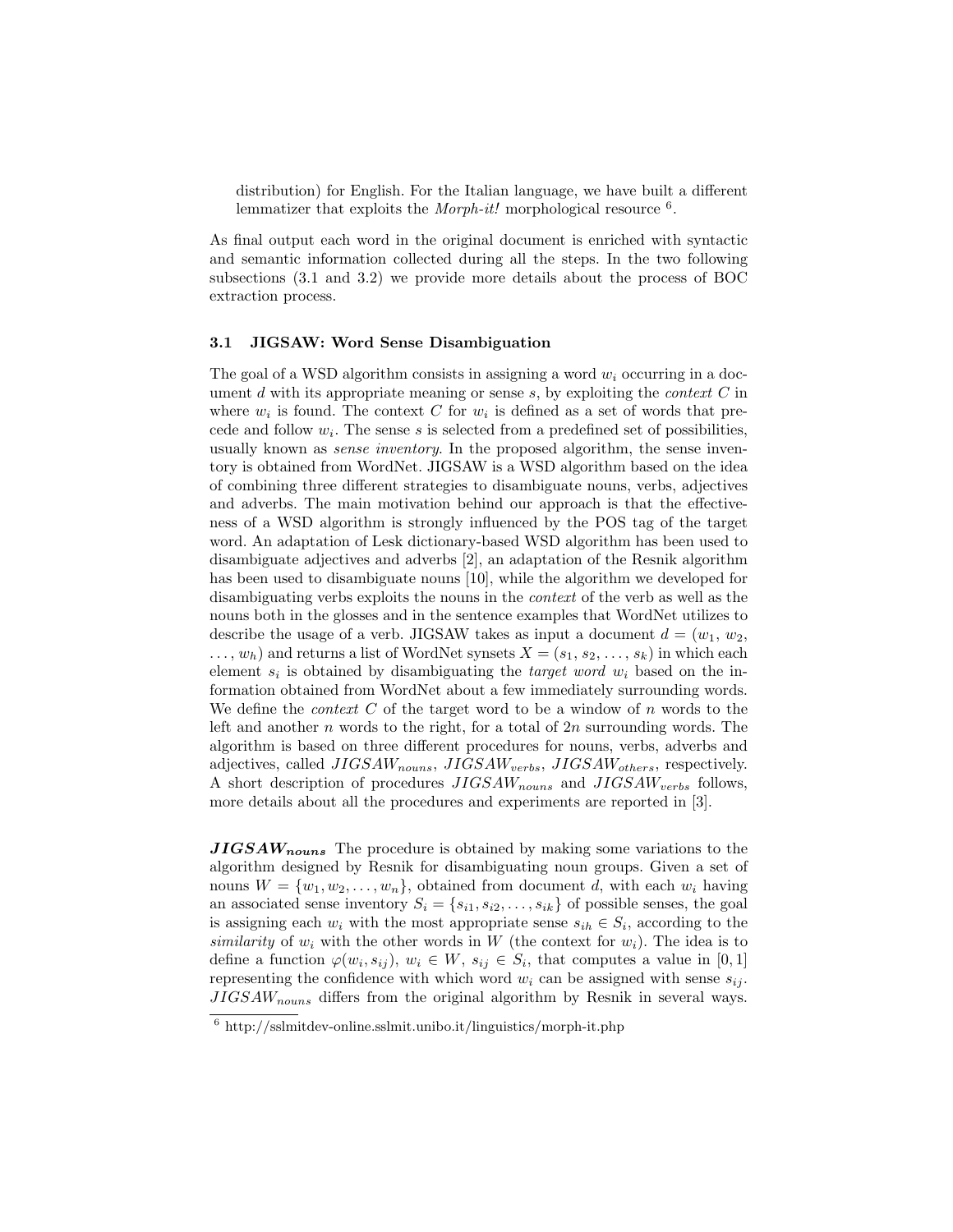distribution) for English. For the Italian language, we have built a different lemmatizer that exploits the *Morph-it!* morphological resource [6].

As final output each word in the original document is enriched with syntactic and semantic information collected during all the steps. In the two following subsections (3.1 and 3.2) we provide more details about the process of BOC extraction process.

### 3.1 JIGSAW: Word Sense Disambiguation

The goal of a WSD algorithm consists in assigning a word $w_i$ occurring in a document $d$ with its appropriate meaning or sense $s$, by exploiting the *context* $C$ in where $w_i$ is found. The context $C$ for $w_i$ is defined as a set of words that precede and follow $w_i$. The sense $s$ is selected from a predefined set of possibilities, usually known as *sense inventory*. In the proposed algorithm, the sense inventory is obtained from WordNet. JIGSAW is a WSD algorithm based on the idea of combining three different strategies to disambiguate nouns, verbs, adjectives and adverbs. The main motivation behind our approach is that the effectiveness of a WSD algorithm is strongly influenced by the POS tag of the target word. An adaptation of Lesk dictionary-based WSD algorithm has been used to disambiguate adjectives and adverbs [2], an adaptation of the Resnik algorithm has been used to disambiguate nouns [10], while the algorithm we developed for disambiguating verbs exploits the nouns in the *context* of the verb as well as the nouns both in the glosses and in the sentence examples that WordNet utilizes to describe the usage of a verb. JIGSAW takes as input a document $d = (w_1, w_2, \ldots, w_h)$ and returns a list of WordNet synsets $X = (s_1, s_2, \ldots, s_k)$ in which each element $s_i$ is obtained by disambiguating the *target word* $w_i$ based on the information obtained from WordNet about a few immediately surrounding words. We define the *context* $C$ of the target word to be a window of $n$ words to the left and another $n$ words to the right, for a total of $2n$ surrounding words. The algorithm is based on three different procedures for nouns, verbs, adverbs and adjectives, called $JIGSAW_{nouns}$, $JIGSAW_{verbs}$, $JIGSAW_{others}$, respectively. A short description of procedures $JIGSAW_{nouns}$ and $JIGSAW_{verbs}$ follows, more details about all the procedures and experiments are reported in [3].

**$JIGSAW_{nouns}$** The procedure is obtained by making some variations to the algorithm designed by Resnik for disambiguating noun groups. Given a set of nouns $W = \{w_1, w_2, \ldots, w_n\}$, obtained from document $d$, with each $w_i$ having an associated sense inventory $S_i = \{s_{i1}, s_{i2}, \ldots, s_{ik}\}$ of possible senses, the goal is assigning each $w_i$ with the most appropriate sense $s_{ih} \in S_i$, according to the *similarity* of $w_i$ with the other words in $W$ (the context for $w_i$). The idea is to define a function $\varphi(w_i, s_{ij})$, $w_i \in W$, $s_{ij} \in S_i$, that computes a value in $[0, 1]$ representing the confidence with which word $w_i$ can be assigned with sense $s_{ij}$. $JIGSAW_{nouns}$ differs from the original algorithm by Resnik in several ways.

[6] http://sslmitdev-online.sslmit.unibo.it/linguistics/morph-it.php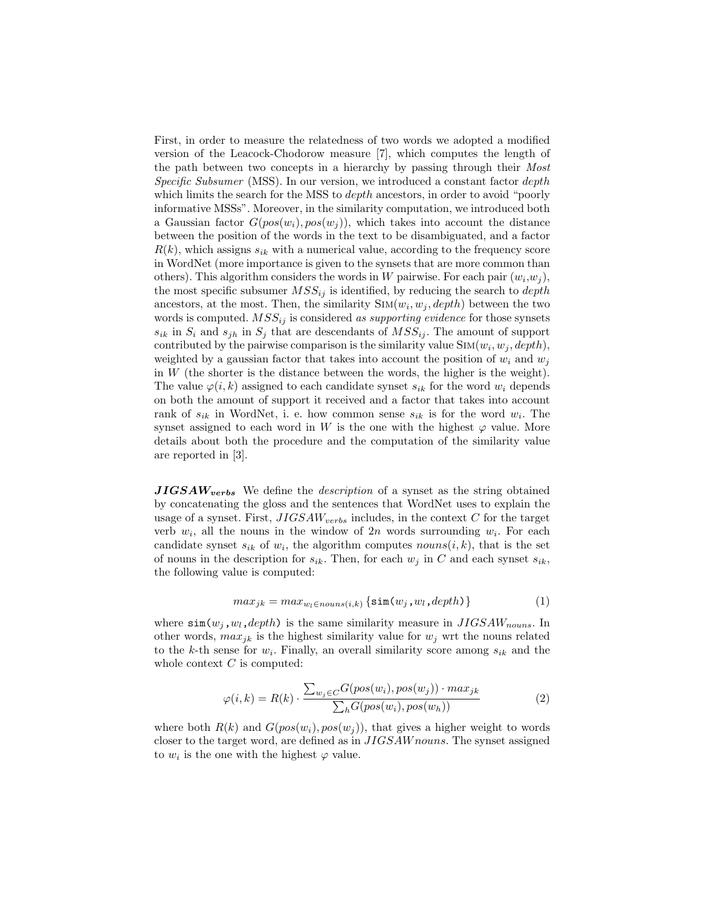First, in order to measure the relatedness of two words we adopted a modified version of the Leacock-Chodorow measure [7], which computes the length of the path between two concepts in a hierarchy by passing through their *Most Specific Subsumer* (MSS). In our version, we introduced a constant factor *depth* which limits the search for the MSS to *depth* ancestors, in order to avoid "poorly informative MSSs". Moreover, in the similarity computation, we introduced both a Gaussian factor $G(pos(w_i), pos(w_j))$, which takes into account the distance between the position of the words in the text to be disambiguated, and a factor $R(k)$, which assigns $s_{ik}$ with a numerical value, according to the frequency score in WordNet (more importance is given to the synsets that are more common than others). This algorithm considers the words in $W$ pairwise. For each pair $(w_i,w_j)$, the most specific subsumer $MSS_{ij}$ is identified, by reducing the search to *depth* ancestors, at the most. Then, the similarity $\textsc{Sim}(w_i, w_j, depth)$ between the two words is computed. $MSS_{ij}$ is considered *as supporting evidence* for those synsets $s_{ik}$ in $S_i$ and $s_{jh}$ in $S_j$ that are descendants of $MSS_{ij}$. The amount of support contributed by the pairwise comparison is the similarity value $\textsc{Sim}(w_i, w_j, depth)$, weighted by a gaussian factor that takes into account the position of $w_i$ and $w_j$ in $W$ (the shorter is the distance between the words, the higher is the weight). The value $\varphi(i, k)$ assigned to each candidate synset $s_{ik}$ for the word $w_i$ depends on both the amount of support it received and a factor that takes into account rank of $s_{ik}$ in WordNet, i. e. how common sense $s_{ik}$ is for the word $w_i$. The synset assigned to each word in $W$ is the one with the highest $\varphi$ value. More details about both the procedure and the computation of the similarity value are reported in [3].

***JIGSAW$_{verbs}$*** We define the *description* of a synset as the string obtained by concatenating the gloss and the sentences that WordNet uses to explain the usage of a synset. First, $JIGSAW_{verbs}$ includes, in the context $C$ for the target verb $w_i$, all the nouns in the window of $2n$ words surrounding $w_i$. For each candidate synset $s_{ik}$ of $w_i$, the algorithm computes $nouns(i, k)$, that is the set of nouns in the description for $s_{ik}$. Then, for each $w_j$ in $C$ and each synset $s_{ik}$, the following value is computed:

$$max_{jk} = max_{w_l \in nouns(i,k)} \{\texttt{sim}(w_j, w_l, depth)\} \tag{1}$$

where $\texttt{sim}(w_j, w_l, depth)$ is the same similarity measure in $JIGSAW_{nouns}$. In other words, $max_{jk}$ is the highest similarity value for $w_j$ wrt the nouns related to the $k$-th sense for $w_i$. Finally, an overall similarity score among $s_{ik}$ and the whole context $C$ is computed:

$$\varphi(i, k) = R(k) \cdot \frac{\sum_{w_j \in C} G(pos(w_i), pos(w_j)) \cdot max_{jk}}{\sum_h G(pos(w_i), pos(w_h))} \tag{2}$$

where both $R(k)$ and $G(pos(w_i), pos(w_j))$, that gives a higher weight to words closer to the target word, are defined as in $JIGSAWnouns$. The synset assigned to $w_i$ is the one with the highest $\varphi$ value.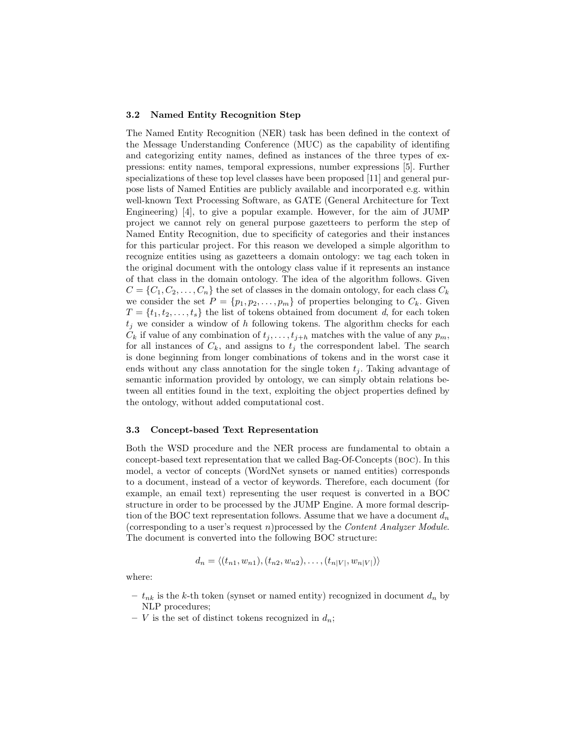### 3.2 Named Entity Recognition Step

The Named Entity Recognition (NER) task has been defined in the context of the Message Understanding Conference (MUC) as the capability of identifing and categorizing entity names, defined as instances of the three types of expressions: entity names, temporal expressions, number expressions [5]. Further specializations of these top level classes have been proposed [11] and general purpose lists of Named Entities are publicly available and incorporated e.g. within well-known Text Processing Software, as GATE (General Architecture for Text Engineering) [4], to give a popular example. However, for the aim of JUMP project we cannot rely on general purpose gazetteers to perform the step of Named Entity Recognition, due to specificity of categories and their instances for this particular project. For this reason we developed a simple algorithm to recognize entities using as gazetteers a domain ontology: we tag each token in the original document with the ontology class value if it represents an instance of that class in the domain ontology. The idea of the algorithm follows. Given $C = \{C_1, C_2, \ldots, C_n\}$ the set of classes in the domain ontology, for each class $C_k$ we consider the set $P = \{p_1, p_2, \ldots, p_m\}$ of properties belonging to $C_k$. Given $T = \{t_1, t_2, \ldots, t_s\}$ the list of tokens obtained from document $d$, for each token $t_j$ we consider a window of $h$ following tokens. The algorithm checks for each $C_k$ if value of any combination of $t_j, \ldots, t_{j+h}$ matches with the value of any $p_m$, for all instances of $C_k$, and assigns to $t_j$ the correspondent label. The search is done beginning from longer combinations of tokens and in the worst case it ends without any class annotation for the single token $t_j$. Taking advantage of semantic information provided by ontology, we can simply obtain relations between all entities found in the text, exploiting the object properties defined by the ontology, without added computational cost.

### 3.3 Concept-based Text Representation

Both the WSD procedure and the NER process are fundamental to obtain a concept-based text representation that we called Bag-Of-Concepts (BOC). In this model, a vector of concepts (WordNet synsets or named entities) corresponds to a document, instead of a vector of keywords. Therefore, each document (for example, an email text) representing the user request is converted in a BOC structure in order to be processed by the JUMP Engine. A more formal description of the BOC text representation follows. Assume that we have a document $d_n$ (corresponding to a user's request $n$)processed by the *Content Analyzer Module*. The document is converted into the following BOC structure:

$$d_n = \langle (t_{n1}, w_{n1}), (t_{n2}, w_{n2}), \ldots, (t_{n|V|}, w_{n|V|}) \rangle$$

where:

- $t_{nk}$ is the $k$-th token (synset or named entity) recognized in document $d_n$ by NLP procedures;
- $V$ is the set of distinct tokens recognized in $d_n$;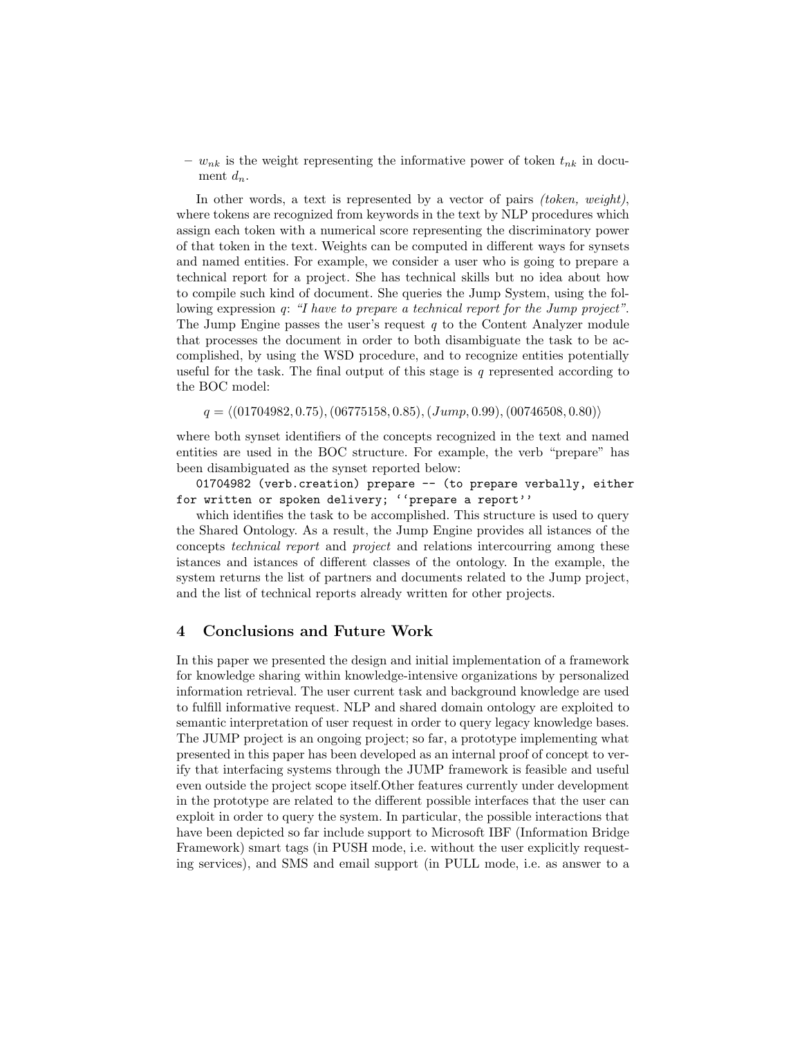– $w_{nk}$ is the weight representing the informative power of token $t_{nk}$ in document $d_n$.

In other words, a text is represented by a vector of pairs *(token, weight)*, where tokens are recognized from keywords in the text by NLP procedures which assign each token with a numerical score representing the discriminatory power of that token in the text. Weights can be computed in different ways for synsets and named entities. For example, we consider a user who is going to prepare a technical report for a project. She has technical skills but no idea about how to compile such kind of document. She queries the Jump System, using the following expression $q$: *"I have to prepare a technical report for the Jump project"*. The Jump Engine passes the user's request $q$ to the Content Analyzer module that processes the document in order to both disambiguate the task to be accomplished, by using the WSD procedure, and to recognize entities potentially useful for the task. The final output of this stage is $q$ represented according to the BOC model:

$$q = \langle (01704982, 0.75), (06775158, 0.85), (Jump, 0.99), (00746508, 0.80) \rangle$$

where both synset identifiers of the concepts recognized in the text and named entities are used in the BOC structure. For example, the verb "prepare" has been disambiguated as the synset reported below:

```
01704982 (verb.creation) prepare -- (to prepare verbally, either
for written or spoken delivery; ''prepare a report''
```

which identifies the task to be accomplished. This structure is used to query the Shared Ontology. As a result, the Jump Engine provides all istances of the concepts *technical report* and *project* and relations intercourring among these istances and istances of different classes of the ontology. In the example, the system returns the list of partners and documents related to the Jump project, and the list of technical reports already written for other projects.

## 4 Conclusions and Future Work

In this paper we presented the design and initial implementation of a framework for knowledge sharing within knowledge-intensive organizations by personalized information retrieval. The user current task and background knowledge are used to fulfill informative request. NLP and shared domain ontology are exploited to semantic interpretation of user request in order to query legacy knowledge bases. The JUMP project is an ongoing project; so far, a prototype implementing what presented in this paper has been developed as an internal proof of concept to verify that interfacing systems through the JUMP framework is feasible and useful even outside the project scope itself.Other features currently under development in the prototype are related to the different possible interfaces that the user can exploit in order to query the system. In particular, the possible interactions that have been depicted so far include support to Microsoft IBF (Information Bridge Framework) smart tags (in PUSH mode, i.e. without the user explicitly requesting services), and SMS and email support (in PULL mode, i.e. as answer to a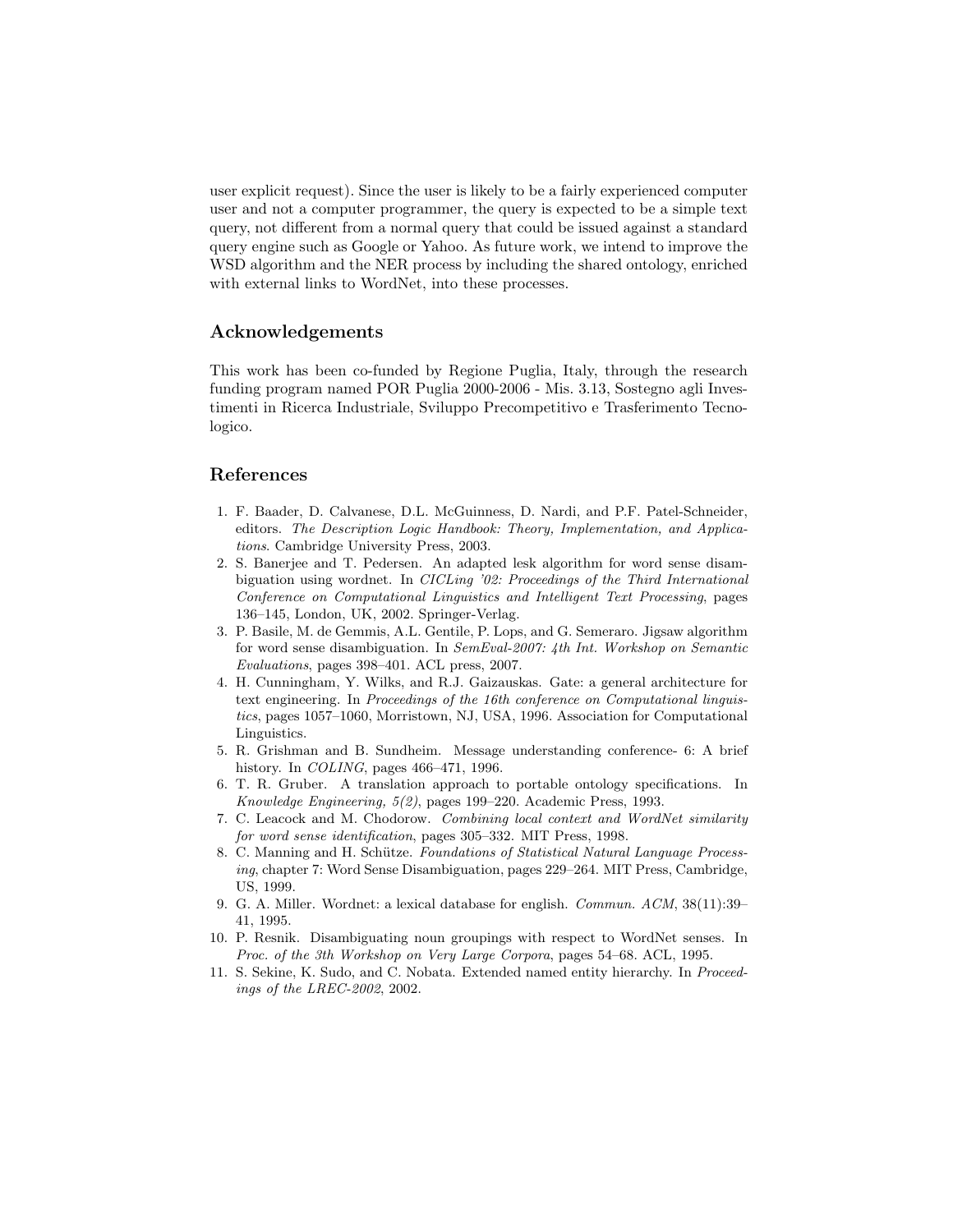user explicit request). Since the user is likely to be a fairly experienced computer user and not a computer programmer, the query is expected to be a simple text query, not different from a normal query that could be issued against a standard query engine such as Google or Yahoo. As future work, we intend to improve the WSD algorithm and the NER process by including the shared ontology, enriched with external links to WordNet, into these processes.

## Acknowledgements

This work has been co-funded by Regione Puglia, Italy, through the research funding program named POR Puglia 2000-2006 - Mis. 3.13, Sostegno agli Investimenti in Ricerca Industriale, Sviluppo Precompetitivo e Trasferimento Tecnologico.

## References

1. F. Baader, D. Calvanese, D.L. McGuinness, D. Nardi, and P.F. Patel-Schneider, editors. *The Description Logic Handbook: Theory, Implementation, and Applications*. Cambridge University Press, 2003.
2. S. Banerjee and T. Pedersen. An adapted lesk algorithm for word sense disambiguation using wordnet. In *CICLing '02: Proceedings of the Third International Conference on Computational Linguistics and Intelligent Text Processing*, pages 136–145, London, UK, 2002. Springer-Verlag.
3. P. Basile, M. de Gemmis, A.L. Gentile, P. Lops, and G. Semeraro. Jigsaw algorithm for word sense disambiguation. In *SemEval-2007: 4th Int. Workshop on Semantic Evaluations*, pages 398–401. ACL press, 2007.
4. H. Cunningham, Y. Wilks, and R.J. Gaizauskas. Gate: a general architecture for text engineering. In *Proceedings of the 16th conference on Computational linguistics*, pages 1057–1060, Morristown, NJ, USA, 1996. Association for Computational Linguistics.
5. R. Grishman and B. Sundheim. Message understanding conference- 6: A brief history. In *COLING*, pages 466–471, 1996.
6. T. R. Gruber. A translation approach to portable ontology specifications. In *Knowledge Engineering, 5(2)*, pages 199–220. Academic Press, 1993.
7. C. Leacock and M. Chodorow. *Combining local context and WordNet similarity for word sense identification*, pages 305–332. MIT Press, 1998.
8. C. Manning and H. Schütze. *Foundations of Statistical Natural Language Processing*, chapter 7: Word Sense Disambiguation, pages 229–264. MIT Press, Cambridge, US, 1999.
9. G. A. Miller. Wordnet: a lexical database for english. *Commun. ACM*, 38(11):39–41, 1995.
10. P. Resnik. Disambiguating noun groupings with respect to WordNet senses. In *Proc. of the 3th Workshop on Very Large Corpora*, pages 54–68. ACL, 1995.
11. S. Sekine, K. Sudo, and C. Nobata. Extended named entity hierarchy. In *Proceedings of the LREC-2002*, 2002.